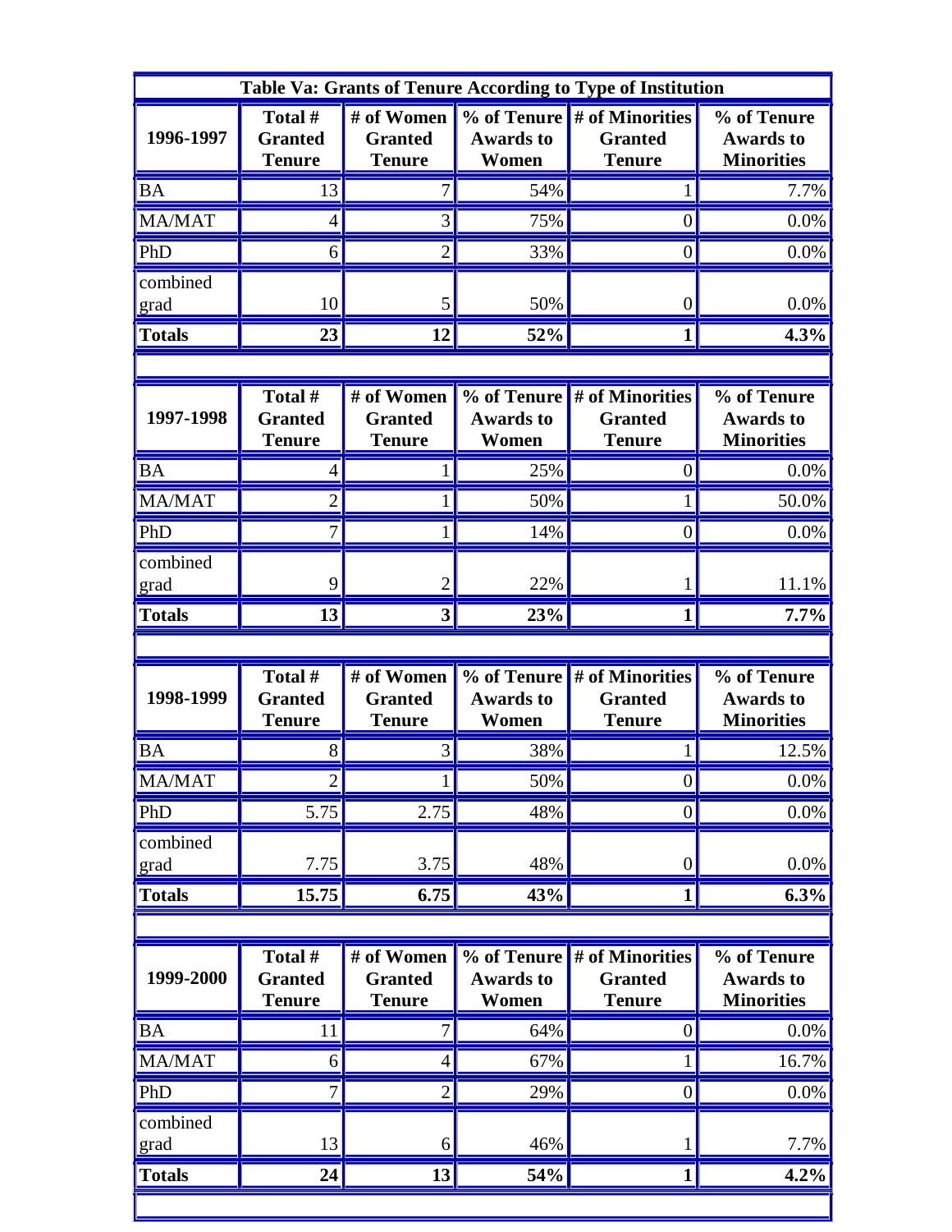**Table Va: Grants of Tenure According to Type of Institution**

| 1996-1997 | Total # Granted Tenure | # of Women Granted Tenure | % of Tenure Awards to Women | # of Minorities Granted Tenure | % of Tenure Awards to Minorities |
|---|---|---|---|---|---|
| BA | 13 | 7 | 54% | 1 | 7.7% |
| MA/MAT | 4 | 3 | 75% | 0 | 0.0% |
| PhD | 6 | 2 | 33% | 0 | 0.0% |
| combined grad | 10 | 5 | 50% | 0 | 0.0% |
| **Totals** | **23** | **12** | **52%** | **1** | **4.3%** |

| 1997-1998 | Total # Granted Tenure | # of Women Granted Tenure | % of Tenure Awards to Women | # of Minorities Granted Tenure | % of Tenure Awards to Minorities |
|---|---|---|---|---|---|
| BA | 4 | 1 | 25% | 0 | 0.0% |
| MA/MAT | 2 | 1 | 50% | 1 | 50.0% |
| PhD | 7 | 1 | 14% | 0 | 0.0% |
| combined grad | 9 | 2 | 22% | 1 | 11.1% |
| **Totals** | **13** | **3** | **23%** | **1** | **7.7%** |

| 1998-1999 | Total # Granted Tenure | # of Women Granted Tenure | % of Tenure Awards to Women | # of Minorities Granted Tenure | % of Tenure Awards to Minorities |
|---|---|---|---|---|---|
| BA | 8 | 3 | 38% | 1 | 12.5% |
| MA/MAT | 2 | 1 | 50% | 0 | 0.0% |
| PhD | 5.75 | 2.75 | 48% | 0 | 0.0% |
| combined grad | 7.75 | 3.75 | 48% | 0 | 0.0% |
| **Totals** | **15.75** | **6.75** | **43%** | **1** | **6.3%** |

| 1999-2000 | Total # Granted Tenure | # of Women Granted Tenure | % of Tenure Awards to Women | # of Minorities Granted Tenure | % of Tenure Awards to Minorities |
|---|---|---|---|---|---|
| BA | 11 | 7 | 64% | 0 | 0.0% |
| MA/MAT | 6 | 4 | 67% | 1 | 16.7% |
| PhD | 7 | 2 | 29% | 0 | 0.0% |
| combined grad | 13 | 6 | 46% | 1 | 7.7% |
| **Totals** | **24** | **13** | **54%** | **1** | **4.2%** |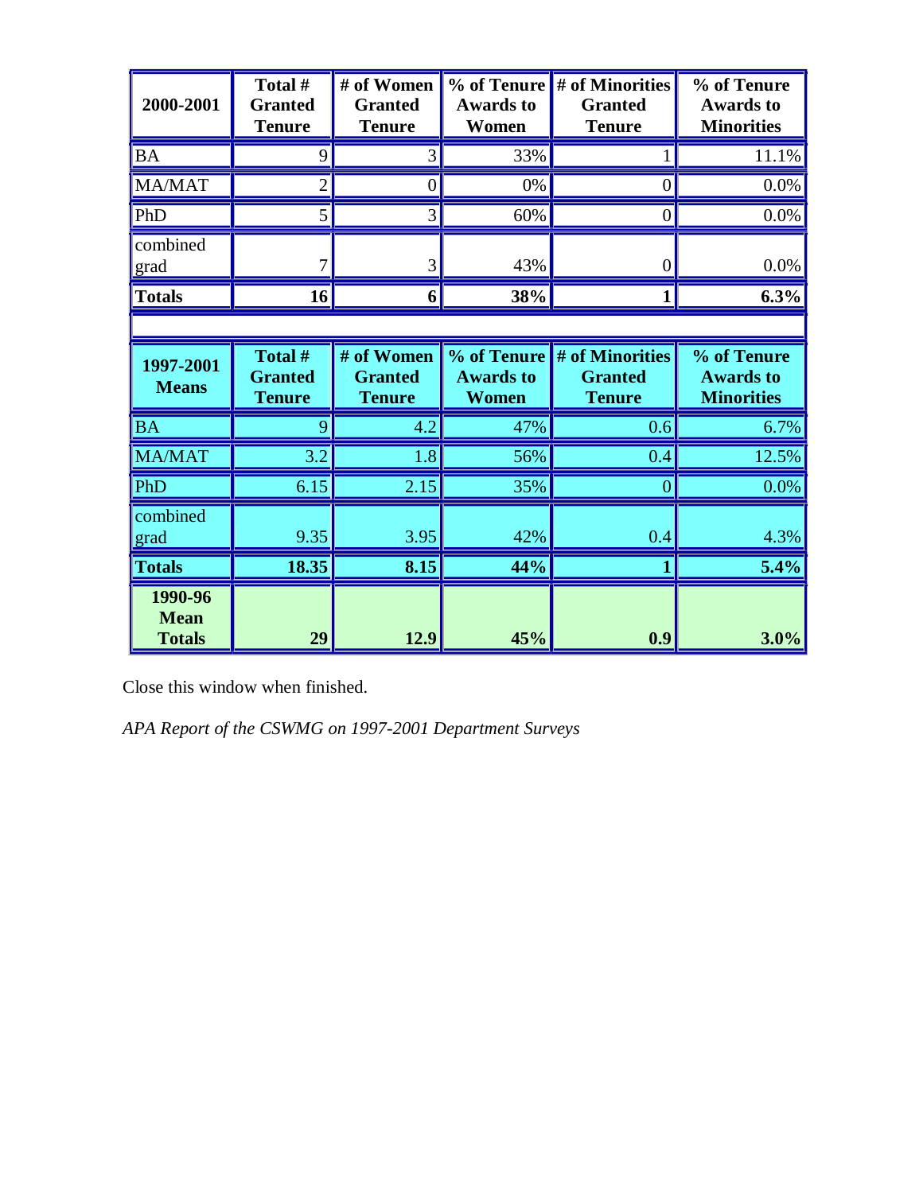| 2000-2001 | Total # Granted Tenure | # of Women Granted Tenure | % of Tenure Awards to Women | # of Minorities Granted Tenure | % of Tenure Awards to Minorities |
|---|---|---|---|---|---|
| BA | 9 | 3 | 33% | 1 | 11.1% |
| MA/MAT | 2 | 0 | 0% | 0 | 0.0% |
| PhD | 5 | 3 | 60% | 0 | 0.0% |
| combined grad | 7 | 3 | 43% | 0 | 0.0% |
| **Totals** | **16** | **6** | **38%** | **1** | **6.3%** |
| | | | | | |
| **1997-2001 Means** | **Total # Granted Tenure** | **# of Women Granted Tenure** | **% of Tenure Awards to Women** | **# of Minorities Granted Tenure** | **% of Tenure Awards to Minorities** |
| BA | 9 | 4.2 | 47% | 0.6 | 6.7% |
| MA/MAT | 3.2 | 1.8 | 56% | 0.4 | 12.5% |
| PhD | 6.15 | 2.15 | 35% | 0 | 0.0% |
| combined grad | 9.35 | 3.95 | 42% | 0.4 | 4.3% |
| **Totals** | **18.35** | **8.15** | **44%** | **1** | **5.4%** |
| **1990-96 Mean Totals** | **29** | **12.9** | **45%** | **0.9** | **3.0%** |

Close this window when finished.

*APA Report of the CSWMG on 1997-2001 Department Surveys*